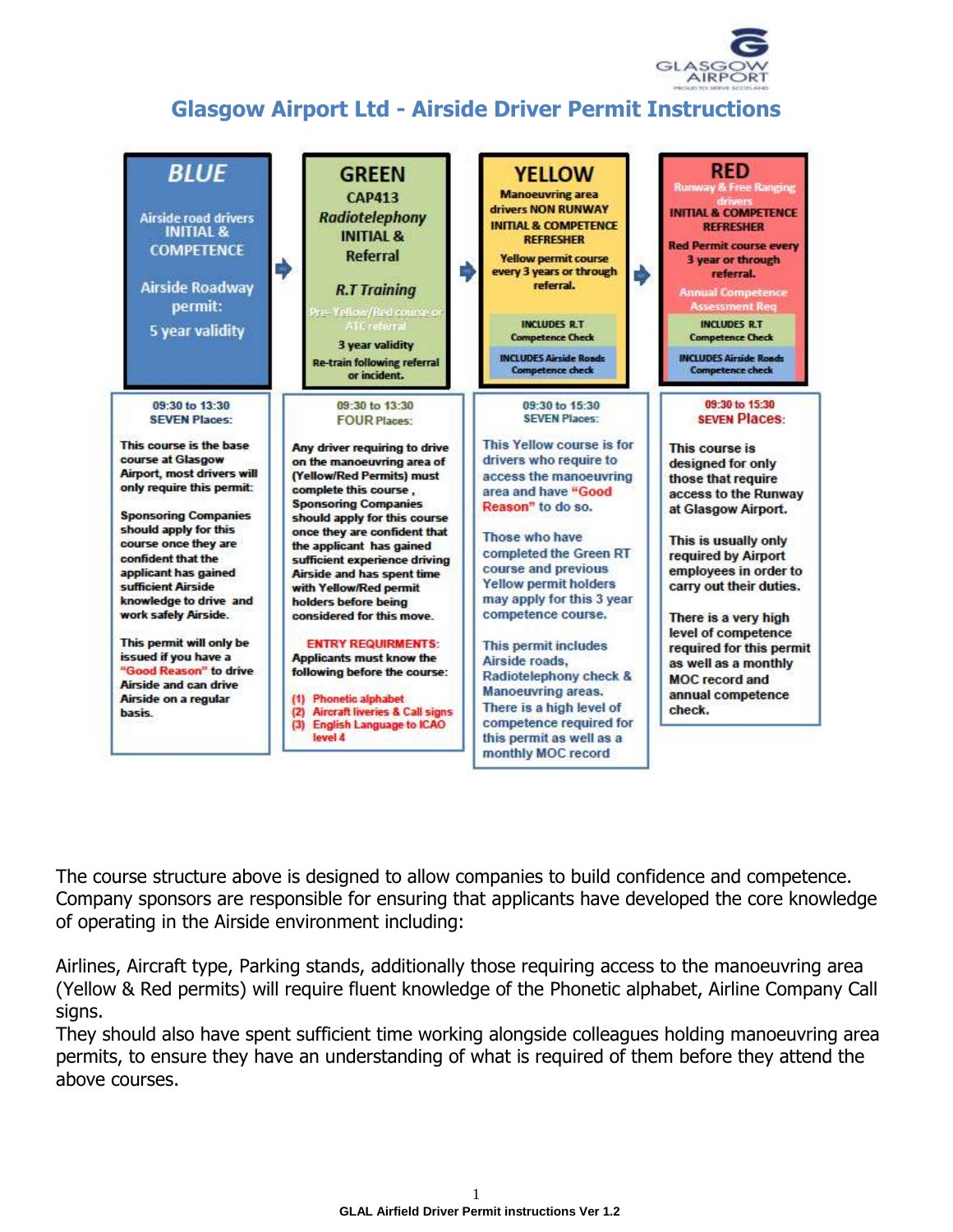# Glasgow Airport Ltd - Airside Driver Permit Instructions

| BLUE | GREEN | YELLOW | RED |
| --- | --- | --- | --- |
| Airside road drivers INITIAL & COMPETENCE<br><br>Airside Roadway permit:<br><br>5 year validity | CAP413<br>*Radiotelephony*<br>INITIAL & Referral<br><br>*R.T Training*<br><br>Pre- Yellow/Red course or ATC referral<br><br>3 year validity<br>Re-train following referral or incident. | Manoeuvring area drivers NON RUNWAY<br>INITIAL & COMPETENCE REFRESHER<br><br>Yellow permit course every 3 years or through referral.<br><br>INCLUDES R.T Competence Check<br><br>INCLUDES Airside Roads Competence check | Runway & Free Ranging drivers<br>INITIAL & COMPETENCE REFRESHER<br><br>Red Permit course every 3 year or through referral.<br><br>Annual Competence Assessment Req<br><br>INCLUDES R.T Competence Check<br><br>INCLUDES Airside Roads Competence check |
| 09:30 to 13:30<br>SEVEN Places: | 09:30 to 13:30<br>FOUR Places: | 09:30 to 15:30<br>SEVEN Places: | 09:30 to 15:30<br>SEVEN Places: |
| This course is the base course at Glasgow Airport, most drivers will only require this permit:<br><br>Sponsoring Companies should apply for this course once they are confident that the applicant has gained sufficient Airside knowledge to drive and work safely Airside.<br><br>This permit will only be issued if you have a "Good Reason" to drive Airside and can drive Airside on a regular basis. | Any driver requiring to drive on the manoeuvring area of (Yellow/Red Permits) must complete this course , Sponsoring Companies should apply for this course once they are confident that the applicant has gained sufficient experience driving Airside and has spent time with Yellow/Red permit holders before being considered for this move.<br><br>ENTRY REQUIRMENTS:<br>Applicants must know the following before the course:<br><br>(1) Phonetic alphabet<br>(2) Aircraft liveries & Call signs<br>(3) English Language to ICAO level 4 | This Yellow course is for drivers who require to access the manoeuvring area and have "Good Reason" to do so.<br><br>Those who have completed the Green RT course and previous Yellow permit holders may apply for this 3 year competence course.<br><br>This permit includes Airside roads, Radiotelephony check & Manoeuvring areas.<br>There is a high level of competence required for this permit as well as a monthly MOC record | This course is designed for only those that require access to the Runway at Glasgow Airport.<br><br>This is usually only required by Airport employees in order to carry out their duties.<br><br>There is a very high level of competence required for this permit as well as a monthly MOC record and annual competence check. |

The course structure above is designed to allow companies to build confidence and competence. Company sponsors are responsible for ensuring that applicants have developed the core knowledge of operating in the Airside environment including:

Airlines, Aircraft type, Parking stands, additionally those requiring access to the manoeuvring area (Yellow & Red permits) will require fluent knowledge of the Phonetic alphabet, Airline Company Call signs.
They should also have spent sufficient time working alongside colleagues holding manoeuvring area permits, to ensure they have an understanding of what is required of them before they attend the above courses.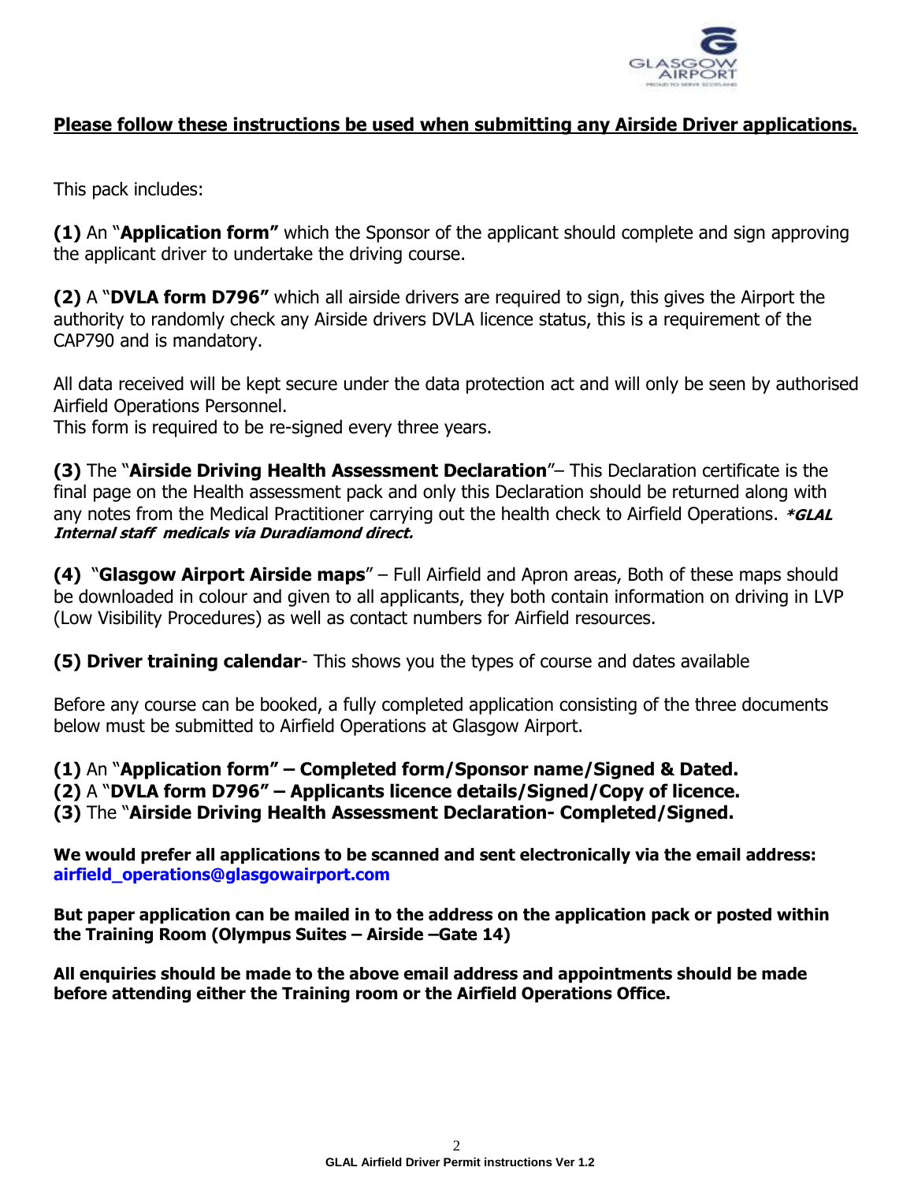**Please follow these instructions be used when submitting any Airside Driver applications.**

This pack includes:

**(1)** An "**Application form"** which the Sponsor of the applicant should complete and sign approving the applicant driver to undertake the driving course.

**(2)** A "**DVLA form D796"** which all airside drivers are required to sign, this gives the Airport the authority to randomly check any Airside drivers DVLA licence status, this is a requirement of the CAP790 and is mandatory.

All data received will be kept secure under the data protection act and will only be seen by authorised Airfield Operations Personnel.
This form is required to be re-signed every three years.

**(3)** The "**Airside Driving Health Assessment Declaration**"– This Declaration certificate is the final page on the Health assessment pack and only this Declaration should be returned along with any notes from the Medical Practitioner carrying out the health check to Airfield Operations. ***\*GLAL Internal staff medicals via Duradiamond direct.***

**(4)** "**Glasgow Airport Airside maps**" – Full Airfield and Apron areas, Both of these maps should be downloaded in colour and given to all applicants, they both contain information on driving in LVP (Low Visibility Procedures) as well as contact numbers for Airfield resources.

**(5) Driver training calendar**- This shows you the types of course and dates available

Before any course can be booked, a fully completed application consisting of the three documents below must be submitted to Airfield Operations at Glasgow Airport.

**(1)** An "**Application form" – Completed form/Sponsor name/Signed & Dated.**
**(2)** A "**DVLA form D796" – Applicants licence details/Signed/Copy of licence.**
**(3)** The "**Airside Driving Health Assessment Declaration- Completed/Signed.**

**We would prefer all applications to be scanned and sent electronically via the email address: airfield_operations@glasgowairport.com**

**But paper application can be mailed in to the address on the application pack or posted within the Training Room (Olympus Suites – Airside –Gate 14)**

**All enquiries should be made to the above email address and appointments should be made before attending either the Training room or the Airfield Operations Office.**